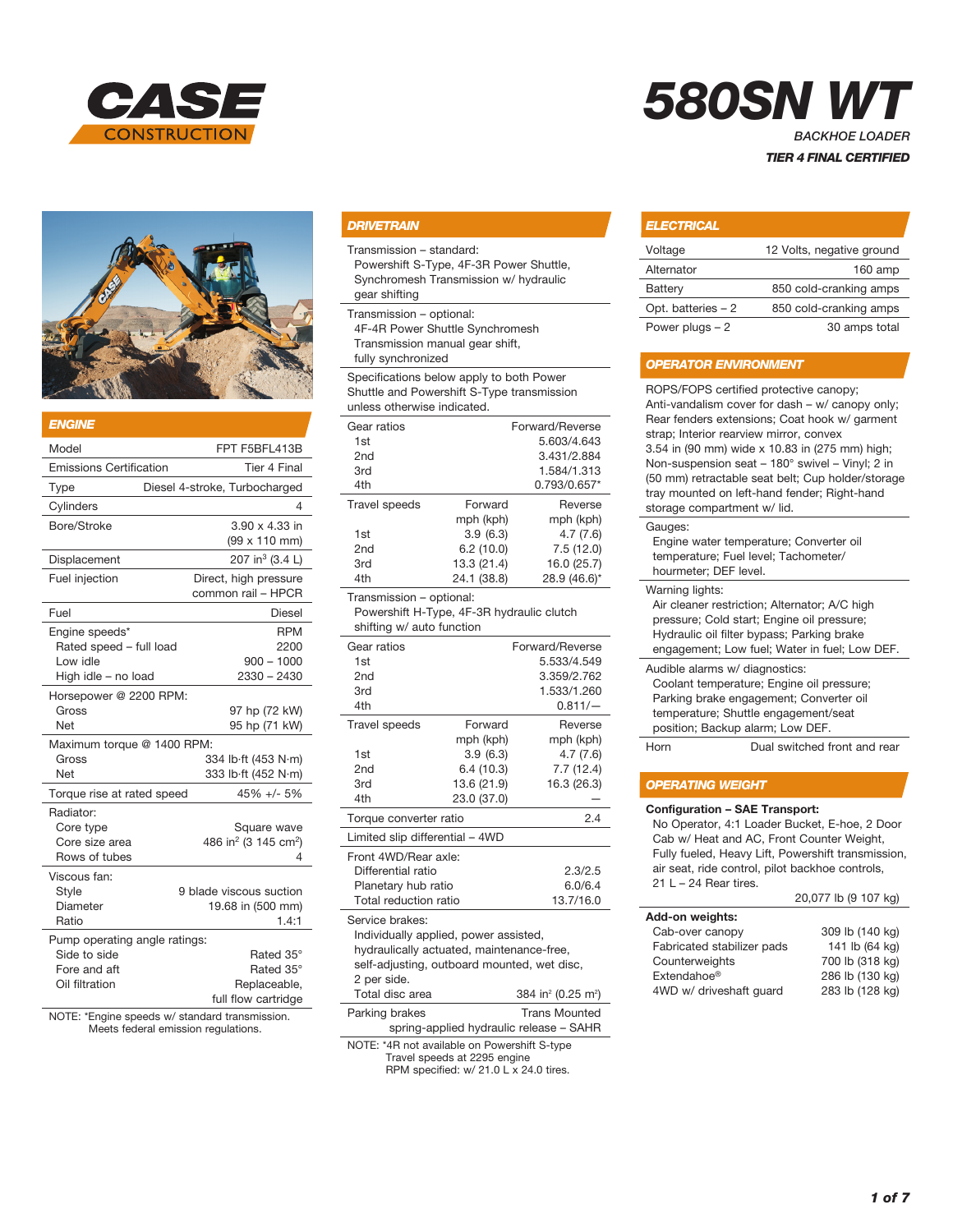# CASE CONSTRUCTION

# 580SN WT

*BACKHOE LOADER*

***TIER 4 FINAL CERTIFIED***

## ENGINE

| | |
|---|---|
| Model | FPT F5BFL413B |
| Emissions Certification | Tier 4 Final |
| Type | Diesel 4-stroke, Turbocharged |
| Cylinders | 4 |
| Bore/Stroke | 3.90 x 4.33 in (99 x 110 mm) |
| Displacement | 207 in³ (3.4 L) |
| Fuel injection | Direct, high pressure common rail – HPCR |
| Fuel | Diesel |
| Engine speeds* | RPM |
| Rated speed – full load | 2200 |
| Low idle | 900 – 1000 |
| High idle – no load | 2330 – 2430 |
| Horsepower @ 2200 RPM: | |
| Gross | 97 hp (72 kW) |
| Net | 95 hp (71 kW) |
| Maximum torque @ 1400 RPM: | |
| Gross | 334 lb·ft (453 N·m) |
| Net | 333 lb·ft (452 N·m) |
| Torque rise at rated speed | 45% +/- 5% |
| Radiator: | |
| Core type | Square wave |
| Core size area | 486 in² (3 145 cm²) |
| Rows of tubes | 4 |
| Viscous fan: | |
| Style | 9 blade viscous suction |
| Diameter | 19.68 in (500 mm) |
| Ratio | 1.4:1 |
| Pump operating angle ratings: | |
| Side to side | Rated 35° |
| Fore and aft | Rated 35° |
| Oil filtration | Replaceable, full flow cartridge |

NOTE: *Engine speeds w/ standard transmission. Meets federal emission regulations.

## DRIVETRAIN

Transmission – standard:
Powershift S-Type, 4F-3R Power Shuttle, Synchromesh Transmission w/ hydraulic gear shifting

Transmission – optional:
4F-4R Power Shuttle Synchromesh Transmission manual gear shift, fully synchronized

Specifications below apply to both Power Shuttle and Powershift S-Type transmission unless otherwise indicated.

| Gear ratios | Forward/Reverse |
|---|---|
| 1st | 5.603/4.643 |
| 2nd | 3.431/2.884 |
| 3rd | 1.584/1.313 |
| 4th | 0.793/0.657* |

| Travel speeds | Forward mph (kph) | Reverse mph (kph) |
|---|---|---|
| 1st | 3.9 (6.3) | 4.7 (7.6) |
| 2nd | 6.2 (10.0) | 7.5 (12.0) |
| 3rd | 13.3 (21.4) | 16.0 (25.7) |
| 4th | 24.1 (38.8) | 28.9 (46.6)* |

Transmission – optional:
Powershift H-Type, 4F-3R hydraulic clutch shifting w/ auto function

| Gear ratios | Forward/Reverse |
|---|---|
| 1st | 5.533/4.549 |
| 2nd | 3.359/2.762 |
| 3rd | 1.533/1.260 |
| 4th | 0.811/— |

| Travel speeds | Forward mph (kph) | Reverse mph (kph) |
|---|---|---|
| 1st | 3.9 (6.3) | 4.7 (7.6) |
| 2nd | 6.4 (10.3) | 7.7 (12.4) |
| 3rd | 13.6 (21.9) | 16.3 (26.3) |
| 4th | 23.0 (37.0) | — |

| | |
|---|---|
| Torque converter ratio | 2.4 |
| Limited slip differential – 4WD | |
| Front 4WD/Rear axle: | |
| Differential ratio | 2.3/2.5 |
| Planetary hub ratio | 6.0/6.4 |
| Total reduction ratio | 13.7/16.0 |

Service brakes:
Individually applied, power assisted, hydraulically actuated, maintenance-free, self-adjusting, outboard mounted, wet disc, 2 per side.

| | |
|---|---|
| Total disc area | 384 in² (0.25 m²) |
| Parking brakes | Trans Mounted spring-applied hydraulic release – SAHR |

NOTE: *4R not available on Powershift S-type. Travel speeds at 2295 engine RPM specified: w/ 21.0 L x 24.0 tires.

## ELECTRICAL

| | |
|---|---|
| Voltage | 12 Volts, negative ground |
| Alternator | 160 amp |
| Battery | 850 cold-cranking amps |
| Opt. batteries – 2 | 850 cold-cranking amps |
| Power plugs – 2 | 30 amps total |

## OPERATOR ENVIRONMENT

ROPS/FOPS certified protective canopy; Anti-vandalism cover for dash – w/ canopy only; Rear fenders extensions; Coat hook w/ garment strap; Interior rearview mirror, convex 3.54 in (90 mm) wide x 10.83 in (275 mm) high; Non-suspension seat – 180° swivel – Vinyl; 2 in (50 mm) retractable seat belt; Cup holder/storage tray mounted on left-hand fender; Right-hand storage compartment w/ lid.

Gauges:
Engine water temperature; Converter oil temperature; Fuel level; Tachometer/hourmeter; DEF level.

Warning lights:
Air cleaner restriction; Alternator; A/C high pressure; Cold start; Engine oil pressure; Hydraulic oil filter bypass; Parking brake engagement; Low fuel; Water in fuel; Low DEF.

Audible alarms w/ diagnostics:
Coolant temperature; Engine oil pressure; Parking brake engagement; Converter oil temperature; Shuttle engagement/seat position; Backup alarm; Low DEF.

| | |
|---|---|
| Horn | Dual switched front and rear |

## OPERATING WEIGHT

**Configuration – SAE Transport:**
No Operator, 4:1 Loader Bucket, E-hoe, 2 Door Cab w/ Heat and AC, Front Counter Weight, Fully fueled, Heavy Lift, Powershift transmission, air seat, ride control, pilot backhoe controls, 21 L – 24 Rear tires.
20,077 lb (9 107 kg)

| **Add-on weights:** | |
|---|---|
| Cab-over canopy | 309 lb (140 kg) |
| Fabricated stabilizer pads | 141 lb (64 kg) |
| Counterweights | 700 lb (318 kg) |
| Extendahoe® | 286 lb (130 kg) |
| 4WD w/ driveshaft guard | 283 lb (128 kg) |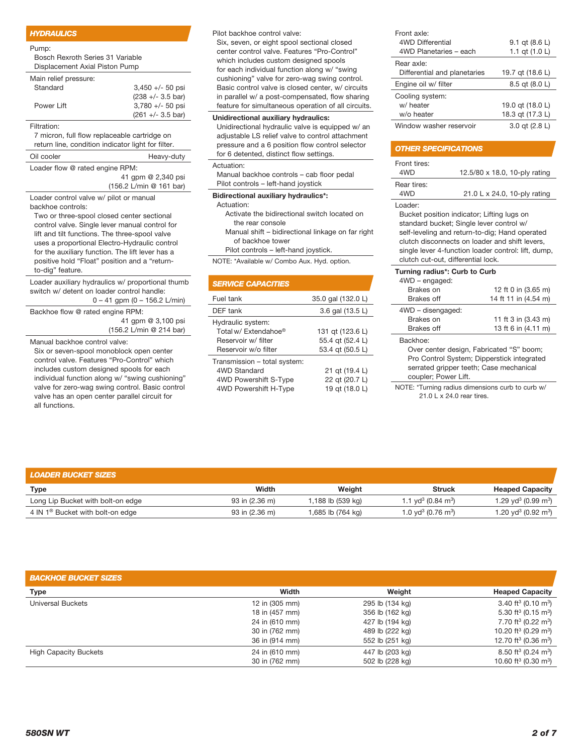## HYDRAULICS

Pump:
Bosch Rexroth Series 31 Variable Displacement Axial Piston Pump

Main relief pressure:

| | |
|---|---|
| Standard | 3,450 +/- 50 psi (238 +/- 3.5 bar) |
| Power Lift | 3,780 +/- 50 psi (261 +/- 3.5 bar) |

Filtration:
7 micron, full flow replaceable cartridge on return line, condition indicator light for filter.

Oil cooler — Heavy-duty

Loader flow @ rated engine RPM:
41 gpm @ 2,340 psi (156.2 L/min @ 161 bar)

Loader control valve w/ pilot or manual backhoe controls:
Two or three-spool closed center sectional control valve. Single lever manual control for lift and tilt functions. The three-spool valve uses a proportional Electro-Hydraulic control for the auxiliary function. The lift lever has a positive hold "Float" position and a "return-to-dig" feature.

Loader auxiliary hydraulics w/ proportional thumb switch w/ detent on loader control handle:
0 – 41 gpm (0 – 156.2 L/min)

Backhoe flow @ rated engine RPM:
41 gpm @ 3,100 psi (156.2 L/min @ 214 bar)

Manual backhoe control valve:
Six or seven-spool monoblock open center control valve. Features "Pro-Control" which includes custom designed spools for each individual function along w/ "swing cushioning" valve for zero-wag swing control. Basic control valve has an open center parallel circuit for all functions.

Pilot backhoe control valve:
Six, seven, or eight spool sectional closed center control valve. Features "Pro-Control" which includes custom designed spools for each individual function along w/ "swing cushioning" valve for zero-wag swing control. Basic control valve is closed center, w/ circuits in parallel w/ a post-compensated, flow sharing feature for simultaneous operation of all circuits.

**Unidirectional auxiliary hydraulics:**
Unidirectional hydraulic valve is equipped w/ an adjustable LS relief valve to control attachment pressure and a 6 position flow control selector for 6 detented, distinct flow settings.

Actuation:
Manual backhoe controls – cab floor pedal
Pilot controls – left-hand joystick

**Bidirectional auxiliary hydraulics*:**
Actuation:
Activate the bidirectional switch located on the rear console
Manual shift – bidirectional linkage on far right of backhoe tower
Pilot controls – left-hand joystick.

NOTE: *Available w/ Combo Aux. Hyd. option.

## SERVICE CAPACITIES

| | |
|---|---|
| Fuel tank | 35.0 gal (132.0 L) |
| DEF tank | 3.6 gal (13.5 L) |
| **Hydraulic system:** | |
| Total w/ Extendahoe® | 131 qt (123.6 L) |
| Reservoir w/ filter | 55.4 qt (52.4 L) |
| Reservoir w/o filter | 53.4 qt (50.5 L) |
| **Transmission – total system:** | |
| 4WD Standard | 21 qt (19.4 L) |
| 4WD Powershift S-Type | 22 qt (20.7 L) |
| 4WD Powershift H-Type | 19 qt (18.0 L) |
| **Front axle:** | |
| 4WD Differential | 9.1 qt (8.6 L) |
| 4WD Planetaries – each | 1.1 qt (1.0 L) |
| **Rear axle:** | |
| Differential and planetaries | 19.7 qt (18.6 L) |
| Engine oil w/ filter | 8.5 qt (8.0 L) |
| **Cooling system:** | |
| w/ heater | 19.0 qt (18.0 L) |
| w/o heater | 18.3 qt (17.3 L) |
| Window washer reservoir | 3.0 qt (2.8 L) |

## OTHER SPECIFICATIONS

Front tires:
4WD — 12.5/80 x 18.0, 10-ply rating

Rear tires:
4WD — 21.0 L x 24.0, 10-ply rating

Loader:
Bucket position indicator; Lifting lugs on standard bucket; Single lever control w/ self-leveling and return-to-dig; Hand operated clutch disconnects on loader and shift levers, single lever 4-function loader control: lift, dump, clutch cut-out, differential lock.

**Turning radius*: Curb to Curb**

| | |
|---|---|
| 4WD – engaged: | |
| Brakes on | 12 ft 0 in (3.65 m) |
| Brakes off | 14 ft 11 in (4.54 m) |
| 4WD – disengaged: | |
| Brakes on | 11 ft 3 in (3.43 m) |
| Brakes off | 13 ft 6 in (4.11 m) |

Backhoe:
Over center design, Fabricated "S" boom; Pro Control System; Dipperstick integrated serrated gripper teeth; Case mechanical coupler; Power Lift.

NOTE: *Turning radius dimensions curb to curb w/ 21.0 L x 24.0 rear tires.

## LOADER BUCKET SIZES

| Type | Width | Weight | Struck | Heaped Capacity |
|---|---|---|---|---|
| Long Lip Bucket with bolt-on edge | 93 in (2.36 m) | 1,188 lb (539 kg) | 1.1 $yd^3$ (0.84 $m^3$) | 1.29 $yd^3$ (0.99 $m^3$) |
| 4 IN 1® Bucket with bolt-on edge | 93 in (2.36 m) | 1,685 lb (764 kg) | 1.0 $yd^3$ (0.76 $m^3$) | 1.20 $yd^3$ (0.92 $m^3$) |

## BACKHOE BUCKET SIZES

| Type | Width | Weight | Heaped Capacity |
|---|---|---|---|
| Universal Buckets | 12 in (305 mm) | 295 lb (134 kg) | 3.40 $ft^3$ (0.10 $m^3$) |
| | 18 in (457 mm) | 356 lb (162 kg) | 5.30 $ft^3$ (0.15 $m^3$) |
| | 24 in (610 mm) | 427 lb (194 kg) | 7.70 $ft^3$ (0.22 $m^3$) |
| | 30 in (762 mm) | 489 lb (222 kg) | 10.20 $ft^3$ (0.29 $m^3$) |
| | 36 in (914 mm) | 552 lb (251 kg) | 12.70 $ft^3$ (0.36 $m^3$) |
| High Capacity Buckets | 24 in (610 mm) | 447 lb (203 kg) | 8.50 $ft^3$ (0.24 $m^3$) |
| | 30 in (762 mm) | 502 lb (228 kg) | 10.60 $ft^3$ (0.30 $m^3$) |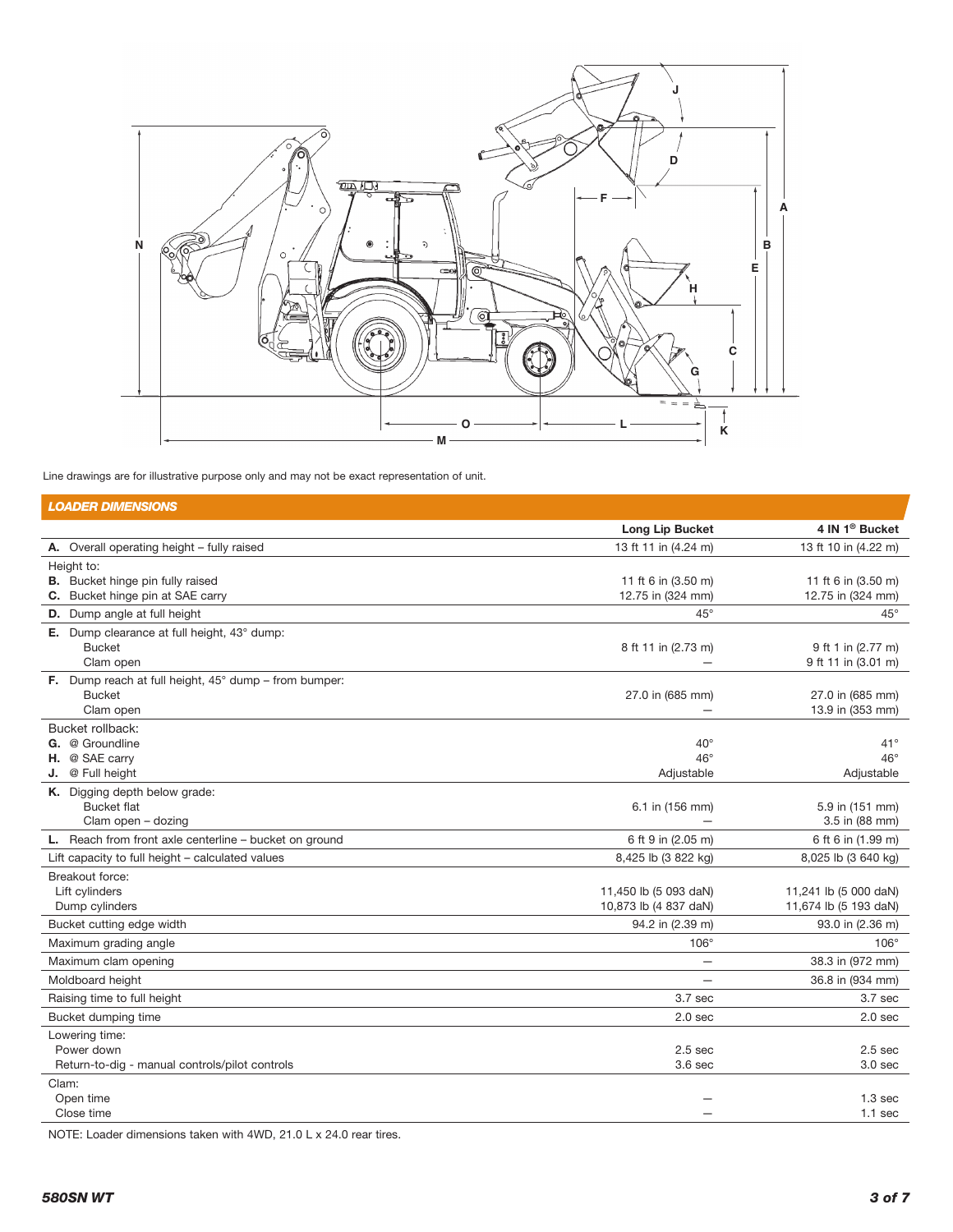Line drawings are for illustrative purpose only and may not be exact representation of unit.

## LOADER DIMENSIONS

| | Long Lip Bucket | 4 IN 1® Bucket |
|---|---|---|
| **A.** Overall operating height – fully raised | 13 ft 11 in (4.24 m) | 13 ft 10 in (4.22 m) |
| Height to: | | |
| **B.** Bucket hinge pin fully raised | 11 ft 6 in (3.50 m) | 11 ft 6 in (3.50 m) |
| **C.** Bucket hinge pin at SAE carry | 12.75 in (324 mm) | 12.75 in (324 mm) |
| **D.** Dump angle at full height | 45° | 45° |
| **E.** Dump clearance at full height, 43° dump: | | |
| Bucket | 8 ft 11 in (2.73 m) | 9 ft 1 in (2.77 m) |
| Clam open | — | 9 ft 11 in (3.01 m) |
| **F.** Dump reach at full height, 45° dump – from bumper: | | |
| Bucket | 27.0 in (685 mm) | 27.0 in (685 mm) |
| Clam open | — | 13.9 in (353 mm) |
| Bucket rollback: | | |
| **G.** @ Groundline | 40° | 41° |
| **H.** @ SAE carry | 46° | 46° |
| **J.** @ Full height | Adjustable | Adjustable |
| **K.** Digging depth below grade: | | |
| Bucket flat | 6.1 in (156 mm) | 5.9 in (151 mm) |
| Clam open – dozing | — | 3.5 in (88 mm) |
| **L.** Reach from front axle centerline – bucket on ground | 6 ft 9 in (2.05 m) | 6 ft 6 in (1.99 m) |
| Lift capacity to full height – calculated values | 8,425 lb (3 822 kg) | 8,025 lb (3 640 kg) |
| Breakout force: | | |
| Lift cylinders | 11,450 lb (5 093 daN) | 11,241 lb (5 000 daN) |
| Dump cylinders | 10,873 lb (4 837 daN) | 11,674 lb (5 193 daN) |
| Bucket cutting edge width | 94.2 in (2.39 m) | 93.0 in (2.36 m) |
| Maximum grading angle | 106° | 106° |
| Maximum clam opening | — | 38.3 in (972 mm) |
| Moldboard height | — | 36.8 in (934 mm) |
| Raising time to full height | 3.7 sec | 3.7 sec |
| Bucket dumping time | 2.0 sec | 2.0 sec |
| Lowering time: | | |
| Power down | 2.5 sec | 2.5 sec |
| Return-to-dig - manual controls/pilot controls | 3.6 sec | 3.0 sec |
| Clam: | | |
| Open time | — | 1.3 sec |
| Close time | — | 1.1 sec |

NOTE: Loader dimensions taken with 4WD, 21.0 L x 24.0 rear tires.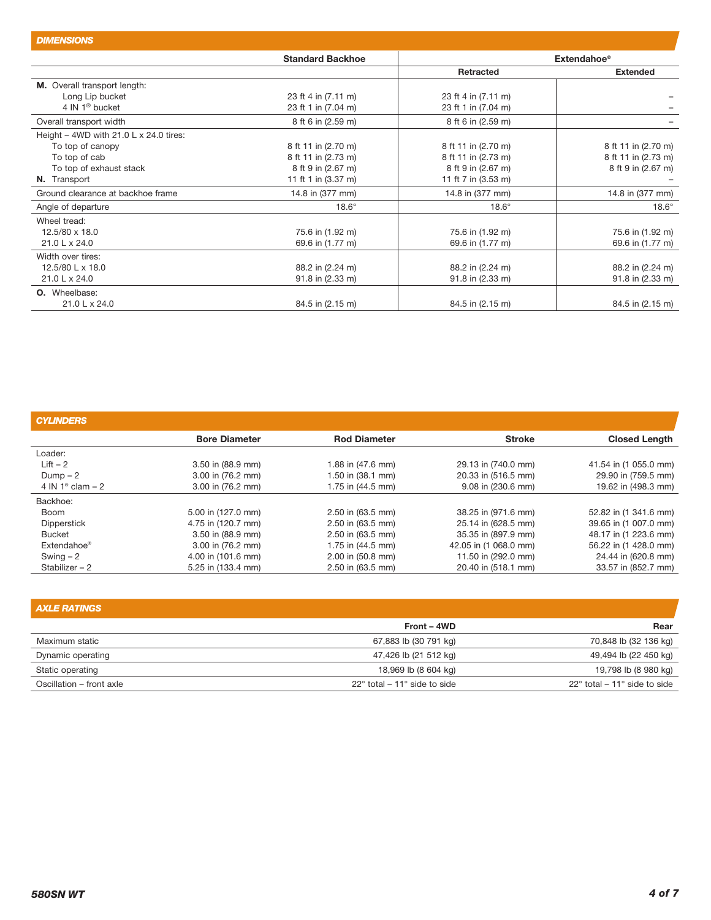## DIMENSIONS

| | Standard Backhoe | Extendahoe® | |
|---|---|---|---|
| | | Retracted | Extended |
| **M.** Overall transport length: | | | |
| Long Lip bucket | 23 ft 4 in (7.11 m) | 23 ft 4 in (7.11 m) | – |
| 4 IN 1® bucket | 23 ft 1 in (7.04 m) | 23 ft 1 in (7.04 m) | – |
| Overall transport width | 8 ft 6 in (2.59 m) | 8 ft 6 in (2.59 m) | – |
| Height – 4WD with 21.0 L x 24.0 tires: | | | |
| To top of canopy | 8 ft 11 in (2.70 m) | 8 ft 11 in (2.70 m) | 8 ft 11 in (2.70 m) |
| To top of cab | 8 ft 11 in (2.73 m) | 8 ft 11 in (2.73 m) | 8 ft 11 in (2.73 m) |
| To top of exhaust stack | 8 ft 9 in (2.67 m) | 8 ft 9 in (2.67 m) | 8 ft 9 in (2.67 m) |
| **N.** Transport | 11 ft 1 in (3.37 m) | 11 ft 7 in (3.53 m) | – |
| Ground clearance at backhoe frame | 14.8 in (377 mm) | 14.8 in (377 mm) | 14.8 in (377 mm) |
| Angle of departure | 18.6° | 18.6° | 18.6° |
| Wheel tread: | | | |
| 12.5/80 x 18.0 | 75.6 in (1.92 m) | 75.6 in (1.92 m) | 75.6 in (1.92 m) |
| 21.0 L x 24.0 | 69.6 in (1.77 m) | 69.6 in (1.77 m) | 69.6 in (1.77 m) |
| Width over tires: | | | |
| 12.5/80 L x 18.0 | 88.2 in (2.24 m) | 88.2 in (2.24 m) | 88.2 in (2.24 m) |
| 21.0 L x 24.0 | 91.8 in (2.33 m) | 91.8 in (2.33 m) | 91.8 in (2.33 m) |
| **O.** Wheelbase: | | | |
| 21.0 L x 24.0 | 84.5 in (2.15 m) | 84.5 in (2.15 m) | 84.5 in (2.15 m) |

## CYLINDERS

| | Bore Diameter | Rod Diameter | Stroke | Closed Length |
|---|---|---|---|---|
| Loader: | | | | |
| Lift – 2 | 3.50 in (88.9 mm) | 1.88 in (47.6 mm) | 29.13 in (740.0 mm) | 41.54 in (1 055.0 mm) |
| Dump – 2 | 3.00 in (76.2 mm) | 1.50 in (38.1 mm) | 20.33 in (516.5 mm) | 29.90 in (759.5 mm) |
| 4 IN 1® clam – 2 | 3.00 in (76.2 mm) | 1.75 in (44.5 mm) | 9.08 in (230.6 mm) | 19.62 in (498.3 mm) |
| Backhoe: | | | | |
| Boom | 5.00 in (127.0 mm) | 2.50 in (63.5 mm) | 38.25 in (971.6 mm) | 52.82 in (1 341.6 mm) |
| Dipperstick | 4.75 in (120.7 mm) | 2.50 in (63.5 mm) | 25.14 in (628.5 mm) | 39.65 in (1 007.0 mm) |
| Bucket | 3.50 in (88.9 mm) | 2.50 in (63.5 mm) | 35.35 in (897.9 mm) | 48.17 in (1 223.6 mm) |
| Extendahoe® | 3.00 in (76.2 mm) | 1.75 in (44.5 mm) | 42.05 in (1 068.0 mm) | 56.22 in (1 428.0 mm) |
| Swing – 2 | 4.00 in (101.6 mm) | 2.00 in (50.8 mm) | 11.50 in (292.0 mm) | 24.44 in (620.8 mm) |
| Stabilizer – 2 | 5.25 in (133.4 mm) | 2.50 in (63.5 mm) | 20.40 in (518.1 mm) | 33.57 in (852.7 mm) |

## AXLE RATINGS

| | Front – 4WD | Rear |
|---|---|---|
| Maximum static | 67,883 lb (30 791 kg) | 70,848 lb (32 136 kg) |
| Dynamic operating | 47,426 lb (21 512 kg) | 49,494 lb (22 450 kg) |
| Static operating | 18,969 lb (8 604 kg) | 19,798 lb (8 980 kg) |
| Oscillation – front axle | 22° total – 11° side to side | 22° total – 11° side to side |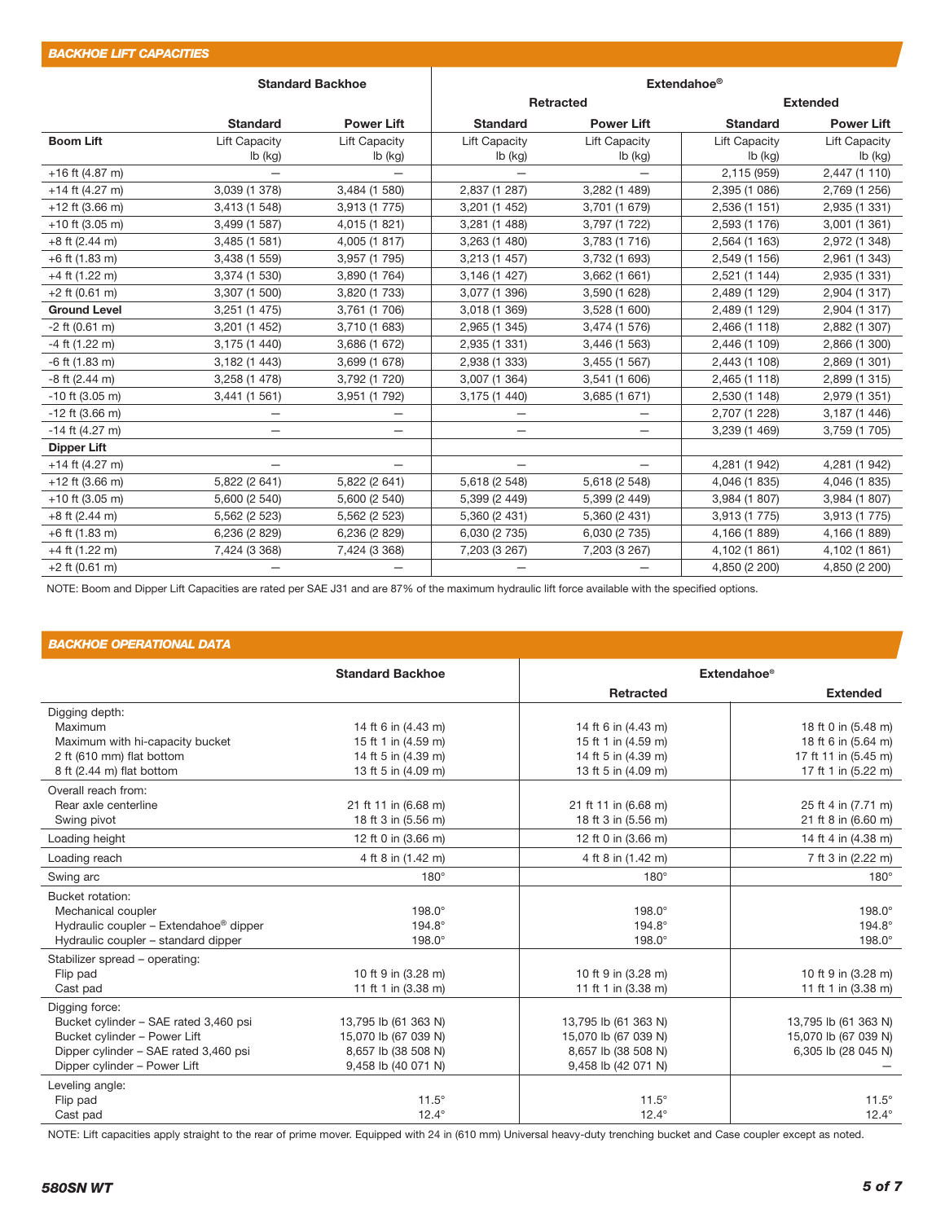## BACKHOE LIFT CAPACITIES

| | Standard Backhoe | | Extendahoe® | | | |
|---|---|---|---|---|---|---|
| | | | Retracted | | Extended | |
| | Standard | Power Lift | Standard | Power Lift | Standard | Power Lift |
| **Boom Lift** | Lift Capacity lb (kg) | Lift Capacity lb (kg) | Lift Capacity lb (kg) | Lift Capacity lb (kg) | Lift Capacity lb (kg) | Lift Capacity lb (kg) |
| +16 ft (4.87 m) | — | — | — | — | 2,115 (959) | 2,447 (1 110) |
| +14 ft (4.27 m) | 3,039 (1 378) | 3,484 (1 580) | 2,837 (1 287) | 3,282 (1 489) | 2,395 (1 086) | 2,769 (1 256) |
| +12 ft (3.66 m) | 3,413 (1 548) | 3,913 (1 775) | 3,201 (1 452) | 3,701 (1 679) | 2,536 (1 151) | 2,935 (1 331) |
| +10 ft (3.05 m) | 3,499 (1 587) | 4,015 (1 821) | 3,281 (1 488) | 3,797 (1 722) | 2,593 (1 176) | 3,001 (1 361) |
| +8 ft (2.44 m) | 3,485 (1 581) | 4,005 (1 817) | 3,263 (1 480) | 3,783 (1 716) | 2,564 (1 163) | 2,972 (1 348) |
| +6 ft (1.83 m) | 3,438 (1 559) | 3,957 (1 795) | 3,213 (1 457) | 3,732 (1 693) | 2,549 (1 156) | 2,961 (1 343) |
| +4 ft (1.22 m) | 3,374 (1 530) | 3,890 (1 764) | 3,146 (1 427) | 3,662 (1 661) | 2,521 (1 144) | 2,935 (1 331) |
| +2 ft (0.61 m) | 3,307 (1 500) | 3,820 (1 733) | 3,077 (1 396) | 3,590 (1 628) | 2,489 (1 129) | 2,904 (1 317) |
| **Ground Level** | 3,251 (1 475) | 3,761 (1 706) | 3,018 (1 369) | 3,528 (1 600) | 2,489 (1 129) | 2,904 (1 317) |
| -2 ft (0.61 m) | 3,201 (1 452) | 3,710 (1 683) | 2,965 (1 345) | 3,474 (1 576) | 2,466 (1 118) | 2,882 (1 307) |
| -4 ft (1.22 m) | 3,175 (1 440) | 3,686 (1 672) | 2,935 (1 331) | 3,446 (1 563) | 2,446 (1 109) | 2,866 (1 300) |
| -6 ft (1.83 m) | 3,182 (1 443) | 3,699 (1 678) | 2,938 (1 333) | 3,455 (1 567) | 2,443 (1 108) | 2,869 (1 301) |
| -8 ft (2.44 m) | 3,258 (1 478) | 3,792 (1 720) | 3,007 (1 364) | 3,541 (1 606) | 2,465 (1 118) | 2,899 (1 315) |
| -10 ft (3.05 m) | 3,441 (1 561) | 3,951 (1 792) | 3,175 (1 440) | 3,685 (1 671) | 2,530 (1 148) | 2,979 (1 351) |
| -12 ft (3.66 m) | — | — | — | — | 2,707 (1 228) | 3,187 (1 446) |
| -14 ft (4.27 m) | — | — | — | — | 3,239 (1 469) | 3,759 (1 705) |
| **Dipper Lift** | | | | | | |
| +14 ft (4.27 m) | — | — | — | — | 4,281 (1 942) | 4,281 (1 942) |
| +12 ft (3.66 m) | 5,822 (2 641) | 5,822 (2 641) | 5,618 (2 548) | 5,618 (2 548) | 4,046 (1 835) | 4,046 (1 835) |
| +10 ft (3.05 m) | 5,600 (2 540) | 5,600 (2 540) | 5,399 (2 449) | 5,399 (2 449) | 3,984 (1 807) | 3,984 (1 807) |
| +8 ft (2.44 m) | 5,562 (2 523) | 5,562 (2 523) | 5,360 (2 431) | 5,360 (2 431) | 3,913 (1 775) | 3,913 (1 775) |
| +6 ft (1.83 m) | 6,236 (2 829) | 6,236 (2 829) | 6,030 (2 735) | 6,030 (2 735) | 4,166 (1 889) | 4,166 (1 889) |
| +4 ft (1.22 m) | 7,424 (3 368) | 7,424 (3 368) | 7,203 (3 267) | 7,203 (3 267) | 4,102 (1 861) | 4,102 (1 861) |
| +2 ft (0.61 m) | — | — | — | — | 4,850 (2 200) | 4,850 (2 200) |

NOTE: Boom and Dipper Lift Capacities are rated per SAE J31 and are 87% of the maximum hydraulic lift force available with the specified options.

## BACKHOE OPERATIONAL DATA

| | Standard Backhoe | Extendahoe® | |
|---|---|---|---|
| | | Retracted | Extended |
| **Digging depth:** | | | |
| Maximum | 14 ft 6 in (4.43 m) | 14 ft 6 in (4.43 m) | 18 ft 0 in (5.48 m) |
| Maximum with hi-capacity bucket | 15 ft 1 in (4.59 m) | 15 ft 1 in (4.59 m) | 18 ft 6 in (5.64 m) |
| 2 ft (610 mm) flat bottom | 14 ft 5 in (4.39 m) | 14 ft 5 in (4.39 m) | 17 ft 11 in (5.45 m) |
| 8 ft (2.44 m) flat bottom | 13 ft 5 in (4.09 m) | 13 ft 5 in (4.09 m) | 17 ft 1 in (5.22 m) |
| **Overall reach from:** | | | |
| Rear axle centerline | 21 ft 11 in (6.68 m) | 21 ft 11 in (6.68 m) | 25 ft 4 in (7.71 m) |
| Swing pivot | 18 ft 3 in (5.56 m) | 18 ft 3 in (5.56 m) | 21 ft 8 in (6.60 m) |
| Loading height | 12 ft 0 in (3.66 m) | 12 ft 0 in (3.66 m) | 14 ft 4 in (4.38 m) |
| Loading reach | 4 ft 8 in (1.42 m) | 4 ft 8 in (1.42 m) | 7 ft 3 in (2.22 m) |
| Swing arc | 180° | 180° | 180° |
| **Bucket rotation:** | | | |
| Mechanical coupler | 198.0° | 198.0° | 198.0° |
| Hydraulic coupler – Extendahoe® dipper | 194.8° | 194.8° | 194.8° |
| Hydraulic coupler – standard dipper | 198.0° | 198.0° | 198.0° |
| **Stabilizer spread – operating:** | | | |
| Flip pad | 10 ft 9 in (3.28 m) | 10 ft 9 in (3.28 m) | 10 ft 9 in (3.28 m) |
| Cast pad | 11 ft 1 in (3.38 m) | 11 ft 1 in (3.38 m) | 11 ft 1 in (3.38 m) |
| **Digging force:** | | | |
| Bucket cylinder – SAE rated 3,460 psi | 13,795 lb (61 363 N) | 13,795 lb (61 363 N) | 13,795 lb (61 363 N) |
| Bucket cylinder – Power Lift | 15,070 lb (67 039 N) | 15,070 lb (67 039 N) | 15,070 lb (67 039 N) |
| Dipper cylinder – SAE rated 3,460 psi | 8,657 lb (38 508 N) | 8,657 lb (38 508 N) | 6,305 lb (28 045 N) |
| Dipper cylinder – Power Lift | 9,458 lb (40 071 N) | 9,458 lb (42 071 N) | — |
| **Leveling angle:** | | | |
| Flip pad | 11.5° | 11.5° | 11.5° |
| Cast pad | 12.4° | 12.4° | 12.4° |

NOTE: Lift capacities apply straight to the rear of prime mover. Equipped with 24 in (610 mm) Universal heavy-duty trenching bucket and Case coupler except as noted.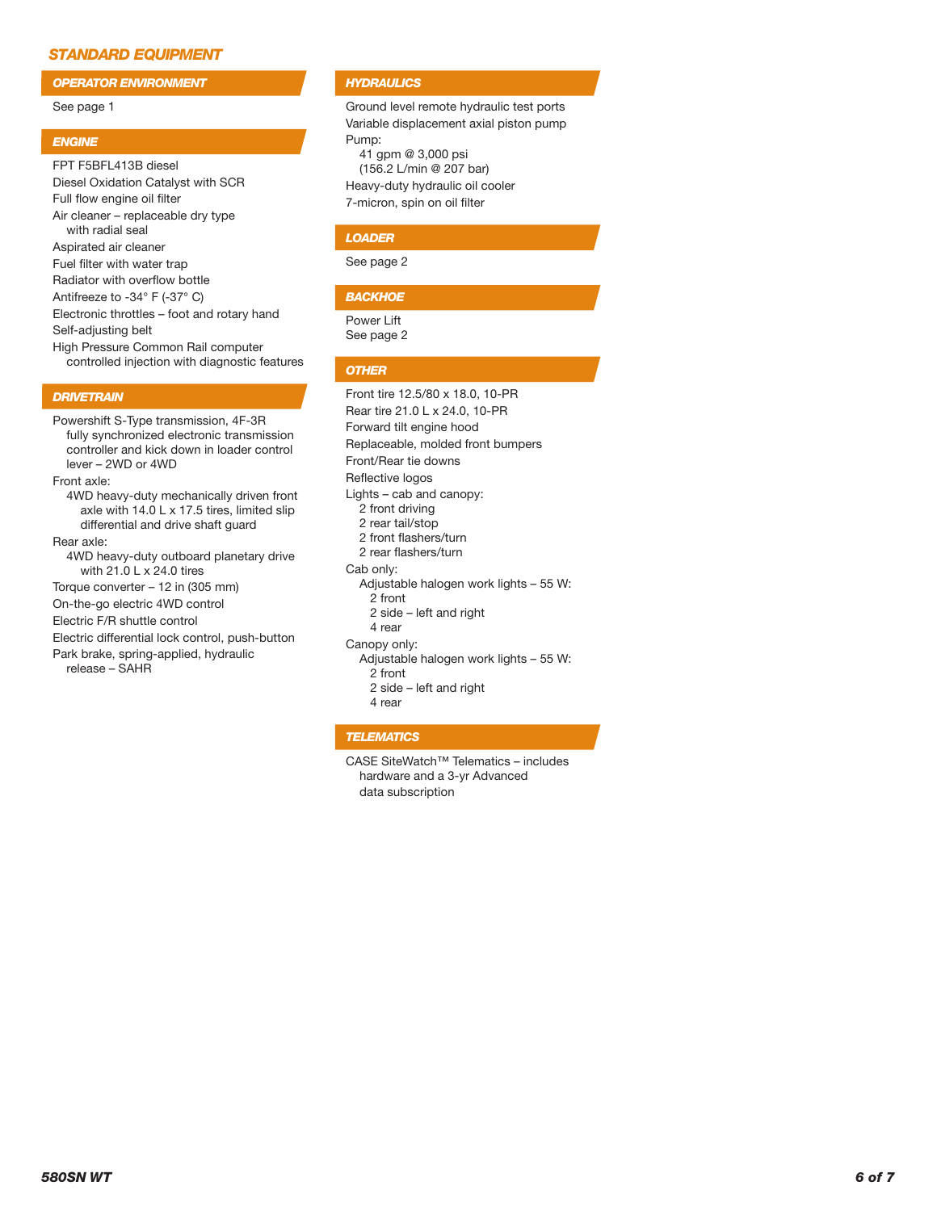## *STANDARD EQUIPMENT*

### *OPERATOR ENVIRONMENT*

See page 1

### *ENGINE*

- FPT F5BFL413B diesel
- Diesel Oxidation Catalyst with SCR
- Full flow engine oil filter
- Air cleaner – replaceable dry type with radial seal
- Aspirated air cleaner
- Fuel filter with water trap
- Radiator with overflow bottle
- Antifreeze to -34° F (-37° C)
- Electronic throttles – foot and rotary hand
- Self-adjusting belt
- High Pressure Common Rail computer controlled injection with diagnostic features

### *DRIVETRAIN*

- Powershift S-Type transmission, 4F-3R fully synchronized electronic transmission controller and kick down in loader control lever – 2WD or 4WD
- Front axle:
  - 4WD heavy-duty mechanically driven front axle with 14.0 L x 17.5 tires, limited slip differential and drive shaft guard
- Rear axle:
  - 4WD heavy-duty outboard planetary drive with 21.0 L x 24.0 tires
- Torque converter – 12 in (305 mm)
- On-the-go electric 4WD control
- Electric F/R shuttle control
- Electric differential lock control, push-button
- Park brake, spring-applied, hydraulic release – SAHR

### *HYDRAULICS*

- Ground level remote hydraulic test ports
- Variable displacement axial piston pump
- Pump:
  - 41 gpm @ 3,000 psi (156.2 L/min @ 207 bar)
- Heavy-duty hydraulic oil cooler
- 7-micron, spin on oil filter

### *LOADER*

See page 2

### *BACKHOE*

Power Lift
See page 2

### *OTHER*

- Front tire 12.5/80 x 18.0, 10-PR
- Rear tire 21.0 L x 24.0, 10-PR
- Forward tilt engine hood
- Replaceable, molded front bumpers
- Front/Rear tie downs
- Reflective logos
- Lights – cab and canopy:
  - 2 front driving
  - 2 rear tail/stop
  - 2 front flashers/turn
  - 2 rear flashers/turn
- Cab only:
  - Adjustable halogen work lights – 55 W:
    - 2 front
    - 2 side – left and right
    - 4 rear
- Canopy only:
  - Adjustable halogen work lights – 55 W:
    - 2 front
    - 2 side – left and right
    - 4 rear

### *TELEMATICS*

CASE SiteWatch™ Telematics – includes hardware and a 3-yr Advanced data subscription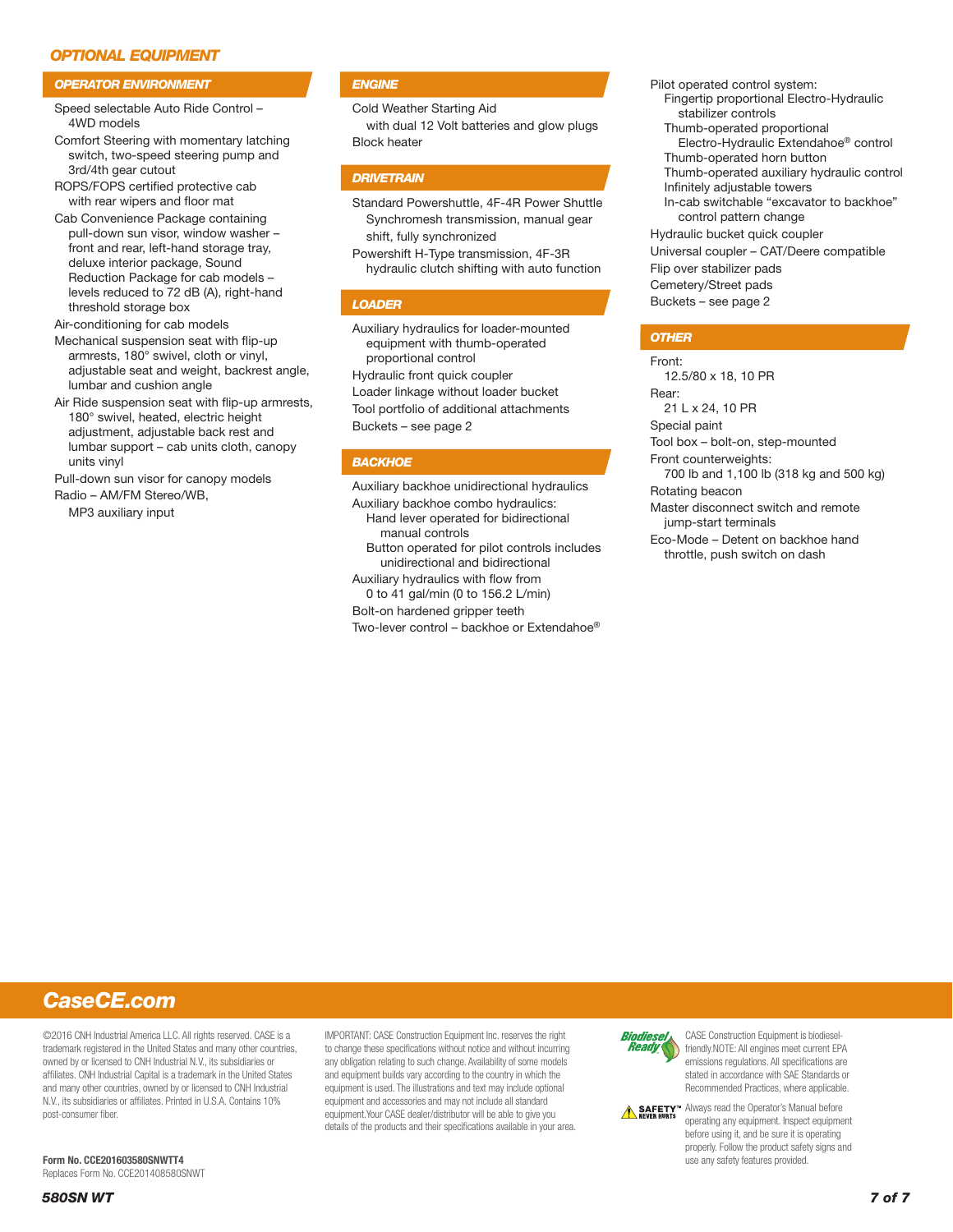## OPTIONAL EQUIPMENT

### OPERATOR ENVIRONMENT

- Speed selectable Auto Ride Control – 4WD models
- Comfort Steering with momentary latching switch, two-speed steering pump and 3rd/4th gear cutout
- ROPS/FOPS certified protective cab with rear wipers and floor mat
- Cab Convenience Package containing pull-down sun visor, window washer – front and rear, left-hand storage tray, deluxe interior package, Sound Reduction Package for cab models – levels reduced to 72 dB (A), right-hand threshold storage box
- Air-conditioning for cab models
- Mechanical suspension seat with flip-up armrests, 180° swivel, cloth or vinyl, adjustable seat and weight, backrest angle, lumbar and cushion angle
- Air Ride suspension seat with flip-up armrests, 180° swivel, heated, electric height adjustment, adjustable back rest and lumbar support – cab units cloth, canopy units vinyl
- Pull-down sun visor for canopy models
- Radio – AM/FM Stereo/WB, MP3 auxiliary input

### ENGINE

- Cold Weather Starting Aid with dual 12 Volt batteries and glow plugs
- Block heater

### DRIVETRAIN

- Standard Powershuttle, 4F-4R Power Shuttle Synchromesh transmission, manual gear shift, fully synchronized
- Powershift H-Type transmission, 4F-3R hydraulic clutch shifting with auto function

### LOADER

- Auxiliary hydraulics for loader-mounted equipment with thumb-operated proportional control
- Hydraulic front quick coupler
- Loader linkage without loader bucket
- Tool portfolio of additional attachments
- Buckets – see page 2

### BACKHOE

- Auxiliary backhoe unidirectional hydraulics
- Auxiliary backhoe combo hydraulics:
  - Hand lever operated for bidirectional manual controls
  - Button operated for pilot controls includes unidirectional and bidirectional
- Auxiliary hydraulics with flow from 0 to 41 gal/min (0 to 156.2 L/min)
- Bolt-on hardened gripper teeth
- Two-lever control – backhoe or Extendahoe®
- Pilot operated control system:
  - Fingertip proportional Electro-Hydraulic stabilizer controls
  - Thumb-operated proportional Electro-Hydraulic Extendahoe® control
  - Thumb-operated horn button
  - Thumb-operated auxiliary hydraulic control
  - Infinitely adjustable towers
  - In-cab switchable "excavator to backhoe" control pattern change
- Hydraulic bucket quick coupler
- Universal coupler – CAT/Deere compatible
- Flip over stabilizer pads
- Cemetery/Street pads
- Buckets – see page 2

### OTHER

- Front:
  - 12.5/80 x 18, 10 PR
- Rear:
  - 21 L x 24, 10 PR
- Special paint
- Tool box – bolt-on, step-mounted
- Front counterweights:
  - 700 lb and 1,100 lb (318 kg and 500 kg)
- Rotating beacon
- Master disconnect switch and remote jump-start terminals
- Eco-Mode – Detent on backhoe hand throttle, push switch on dash

**CaseCE.com**

©2016 CNH Industrial America LLC. All rights reserved. CASE is a trademark registered in the United States and many other countries, owned by or licensed to CNH Industrial N.V., its subsidiaries or affiliates. CNH Industrial Capital is a trademark in the United States and many other countries, owned by or licensed to CNH Industrial N.V., its subsidiaries or affiliates. Printed in U.S.A. Contains 10% post-consumer fiber.

IMPORTANT: CASE Construction Equipment Inc. reserves the right to change these specifications without notice and without incurring any obligation relating to such change. Availability of some models and equipment builds vary according to the country in which the equipment is used. The illustrations and text may include optional equipment and accessories and may not include all standard equipment.Your CASE dealer/distributor will be able to give you details of the products and their specifications available in your area.

Biodiesel Ready

CASE Construction Equipment is biodiesel-friendly.NOTE: All engines meet current EPA emissions regulations. All specifications are stated in accordance with SAE Standards or Recommended Practices, where applicable.

SAFETY™ NEVER HURTS

Always read the Operator's Manual before operating any equipment. Inspect equipment before using it, and be sure it is operating properly. Follow the product safety signs and use any safety features provided.

**Form No. CCE201603580SNWTT4**
Replaces Form No. CCE201408580SNWT